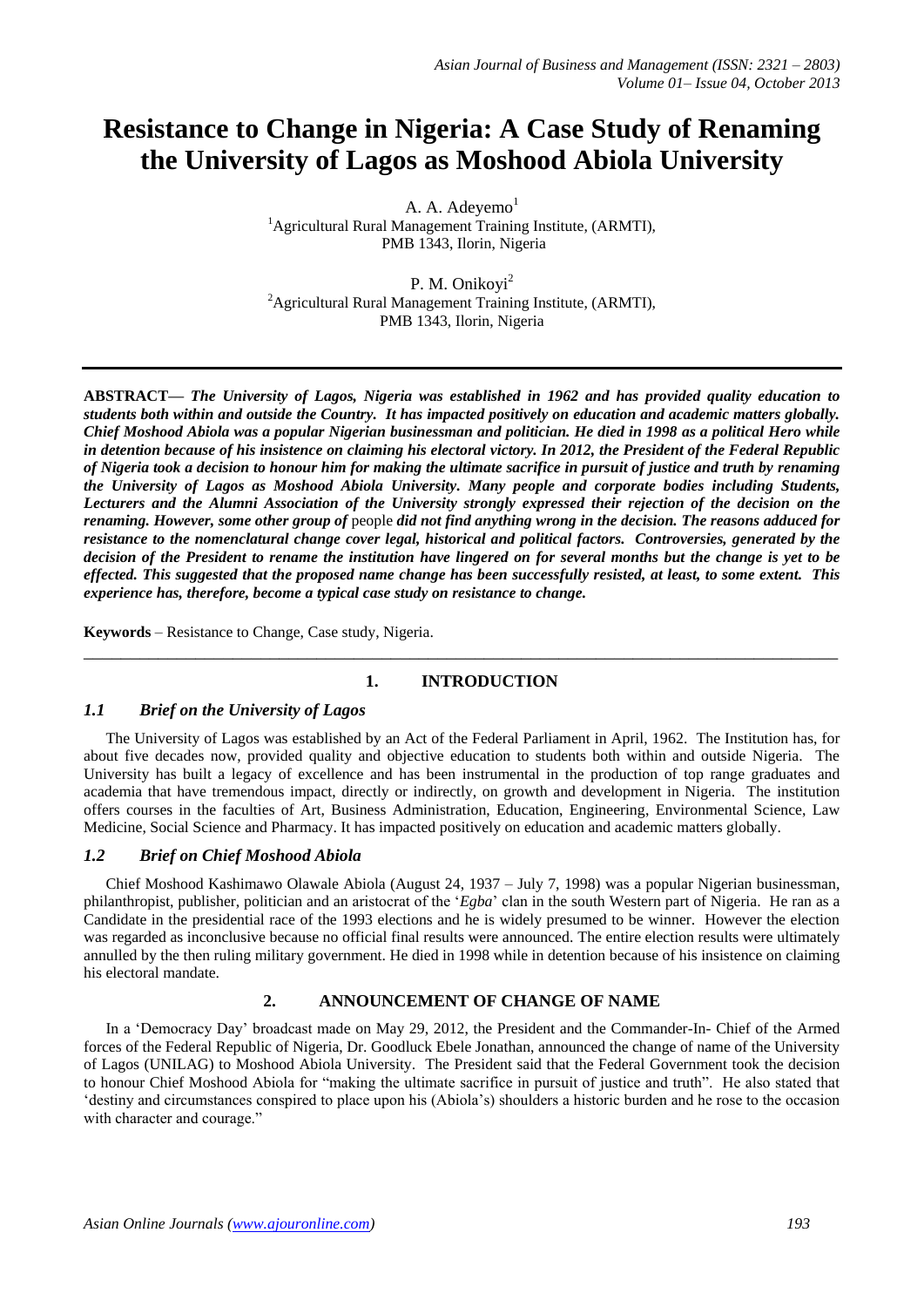# Resistance to Change in Nigeria: A Case Study of Renaming the University of Lagos as Moshood Abiola University

A. A. Adeyemo[1]
[1]Agricultural Rural Management Training Institute, (ARMTI), PMB 1343, Ilorin, Nigeria

P. M. Onikoyi[2]
[2]Agricultural Rural Management Training Institute, (ARMTI), PMB 1343, Ilorin, Nigeria

---

**ABSTRACT—** ***The University of Lagos, Nigeria was established in 1962 and has provided quality education to students both within and outside the Country. It has impacted positively on education and academic matters globally. Chief Moshood Abiola was a popular Nigerian businessman and politician. He died in 1998 as a political Hero while in detention because of his insistence on claiming his electoral victory. In 2012, the President of the Federal Republic of Nigeria took a decision to honour him for making the ultimate sacrifice in pursuit of justice and truth by renaming the University of Lagos as Moshood Abiola University. Many people and corporate bodies including Students, Lecturers and the Alumni Association of the University strongly expressed their rejection of the decision on the renaming. However, some other group of*** **people** ***did not find anything wrong in the decision. The reasons adduced for resistance to the nomenclatural change cover legal, historical and political factors. Controversies, generated by the decision of the President to rename the institution have lingered on for several months but the change is yet to be effected. This suggested that the proposed name change has been successfully resisted, at least, to some extent. This experience has, therefore, become a typical case study on resistance to change.***

**Keywords** – Resistance to Change, Case study, Nigeria.

---

## 1. INTRODUCTION

### *1.1 Brief on the University of Lagos*

The University of Lagos was established by an Act of the Federal Parliament in April, 1962. The Institution has, for about five decades now, provided quality and objective education to students both within and outside Nigeria. The University has built a legacy of excellence and has been instrumental in the production of top range graduates and academia that have tremendous impact, directly or indirectly, on growth and development in Nigeria. The institution offers courses in the faculties of Art, Business Administration, Education, Engineering, Environmental Science, Law Medicine, Social Science and Pharmacy. It has impacted positively on education and academic matters globally.

### *1.2 Brief on Chief Moshood Abiola*

Chief Moshood Kashimawo Olawale Abiola (August 24, 1937 – July 7, 1998) was a popular Nigerian businessman, philanthropist, publisher, politician and an aristocrat of the '*Egba*' clan in the south Western part of Nigeria. He ran as a Candidate in the presidential race of the 1993 elections and he is widely presumed to be winner. However the election was regarded as inconclusive because no official final results were announced. The entire election results were ultimately annulled by the then ruling military government. He died in 1998 while in detention because of his insistence on claiming his electoral mandate.

## 2. ANNOUNCEMENT OF CHANGE OF NAME

In a 'Democracy Day' broadcast made on May 29, 2012, the President and the Commander-In- Chief of the Armed forces of the Federal Republic of Nigeria, Dr. Goodluck Ebele Jonathan, announced the change of name of the University of Lagos (UNILAG) to Moshood Abiola University. The President said that the Federal Government took the decision to honour Chief Moshood Abiola for "making the ultimate sacrifice in pursuit of justice and truth". He also stated that 'destiny and circumstances conspired to place upon his (Abiola's) shoulders a historic burden and he rose to the occasion with character and courage."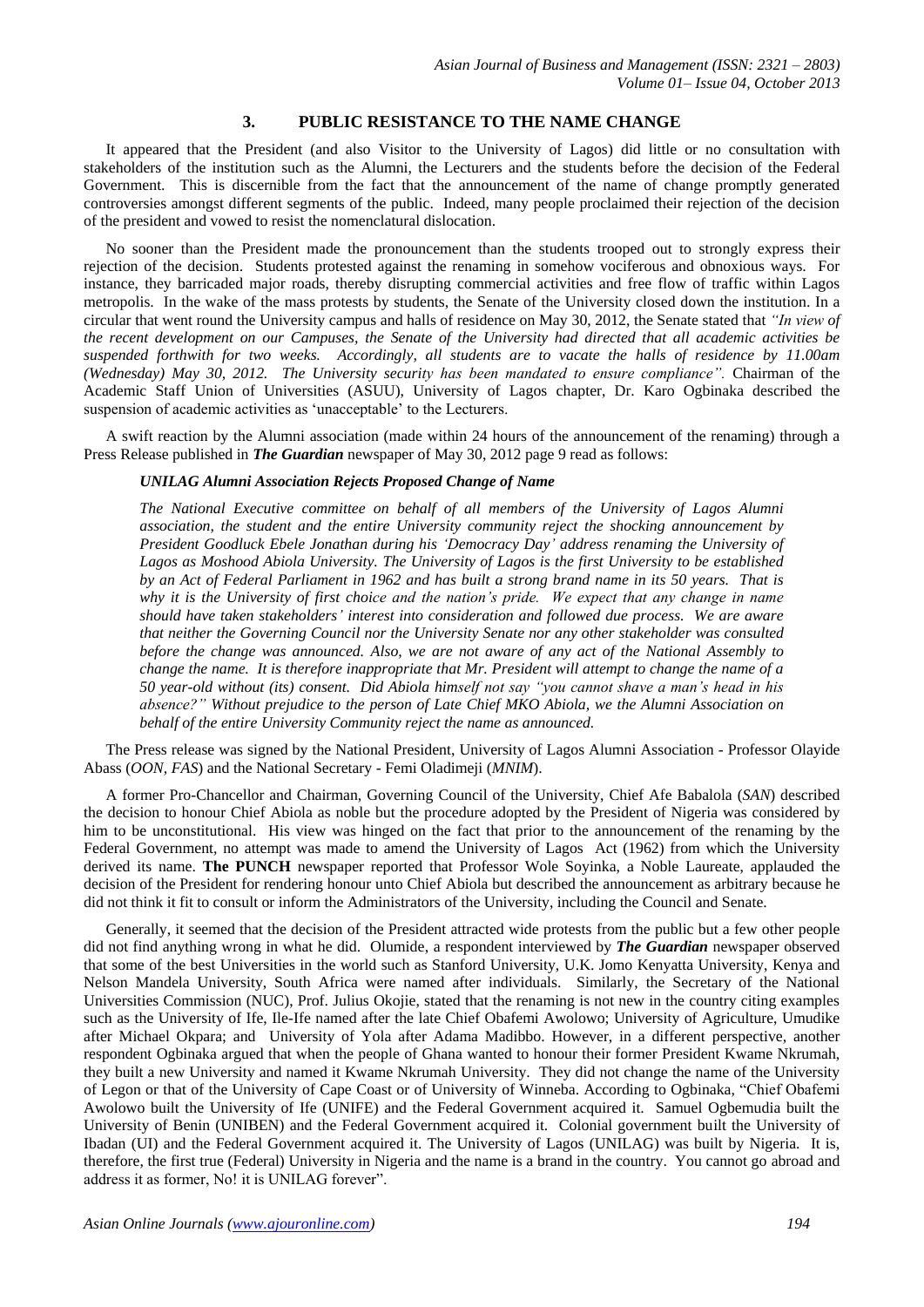## 3. PUBLIC RESISTANCE TO THE NAME CHANGE

It appeared that the President (and also Visitor to the University of Lagos) did little or no consultation with stakeholders of the institution such as the Alumni, the Lecturers and the students before the decision of the Federal Government. This is discernible from the fact that the announcement of the name of change promptly generated controversies amongst different segments of the public. Indeed, many people proclaimed their rejection of the decision of the president and vowed to resist the nomenclatural dislocation.

No sooner than the President made the pronouncement than the students trooped out to strongly express their rejection of the decision. Students protested against the renaming in somehow vociferous and obnoxious ways. For instance, they barricaded major roads, thereby disrupting commercial activities and free flow of traffic within Lagos metropolis. In the wake of the mass protests by students, the Senate of the University closed down the institution. In a circular that went round the University campus and halls of residence on May 30, 2012, the Senate stated that *"In view of the recent development on our Campuses, the Senate of the University had directed that all academic activities be suspended forthwith for two weeks. Accordingly, all students are to vacate the halls of residence by 11.00am (Wednesday) May 30, 2012. The University security has been mandated to ensure compliance".* Chairman of the Academic Staff Union of Universities (ASUU), University of Lagos chapter, Dr. Karo Ogbinaka described the suspension of academic activities as 'unacceptable' to the Lecturers.

A swift reaction by the Alumni association (made within 24 hours of the announcement of the renaming) through a Press Release published in ***The Guardian*** newspaper of May 30, 2012 page 9 read as follows:

***UNILAG Alumni Association Rejects Proposed Change of Name***

> *The National Executive committee on behalf of all members of the University of Lagos Alumni association, the student and the entire University community reject the shocking announcement by President Goodluck Ebele Jonathan during his 'Democracy Day' address renaming the University of Lagos as Moshood Abiola University. The University of Lagos is the first University to be established by an Act of Federal Parliament in 1962 and has built a strong brand name in its 50 years. That is why it is the University of first choice and the nation's pride. We expect that any change in name should have taken stakeholders' interest into consideration and followed due process. We are aware that neither the Governing Council nor the University Senate nor any other stakeholder was consulted before the change was announced. Also, we are not aware of any act of the National Assembly to change the name. It is therefore inappropriate that Mr. President will attempt to change the name of a 50 year-old without (its) consent. Did Abiola himself not say "you cannot shave a man's head in his absence?" Without prejudice to the person of Late Chief MKO Abiola, we the Alumni Association on behalf of the entire University Community reject the name as announced.*

The Press release was signed by the National President, University of Lagos Alumni Association - Professor Olayide Abass (*OON, FAS*) and the National Secretary - Femi Oladimeji (*MNIM*).

A former Pro-Chancellor and Chairman, Governing Council of the University, Chief Afe Babalola (*SAN*) described the decision to honour Chief Abiola as noble but the procedure adopted by the President of Nigeria was considered by him to be unconstitutional. His view was hinged on the fact that prior to the announcement of the renaming by the Federal Government, no attempt was made to amend the University of Lagos Act (1962) from which the University derived its name. **The PUNCH** newspaper reported that Professor Wole Soyinka, a Noble Laureate, applauded the decision of the President for rendering honour unto Chief Abiola but described the announcement as arbitrary because he did not think it fit to consult or inform the Administrators of the University, including the Council and Senate.

Generally, it seemed that the decision of the President attracted wide protests from the public but a few other people did not find anything wrong in what he did. Olumide, a respondent interviewed by ***The Guardian*** newspaper observed that some of the best Universities in the world such as Stanford University, U.K. Jomo Kenyatta University, Kenya and Nelson Mandela University, South Africa were named after individuals. Similarly, the Secretary of the National Universities Commission (NUC), Prof. Julius Okojie, stated that the renaming is not new in the country citing examples such as the University of Ife, Ile-Ife named after the late Chief Obafemi Awolowo; University of Agriculture, Umudike after Michael Okpara; and University of Yola after Adama Madibbo. However, in a different perspective, another respondent Ogbinaka argued that when the people of Ghana wanted to honour their former President Kwame Nkrumah, they built a new University and named it Kwame Nkrumah University. They did not change the name of the University of Legon or that of the University of Cape Coast or of University of Winneba. According to Ogbinaka, "Chief Obafemi Awolowo built the University of Ife (UNIFE) and the Federal Government acquired it. Samuel Ogbemudia built the University of Benin (UNIBEN) and the Federal Government acquired it. Colonial government built the University of Ibadan (UI) and the Federal Government acquired it. The University of Lagos (UNILAG) was built by Nigeria. It is, therefore, the first true (Federal) University in Nigeria and the name is a brand in the country. You cannot go abroad and address it as former, No! it is UNILAG forever".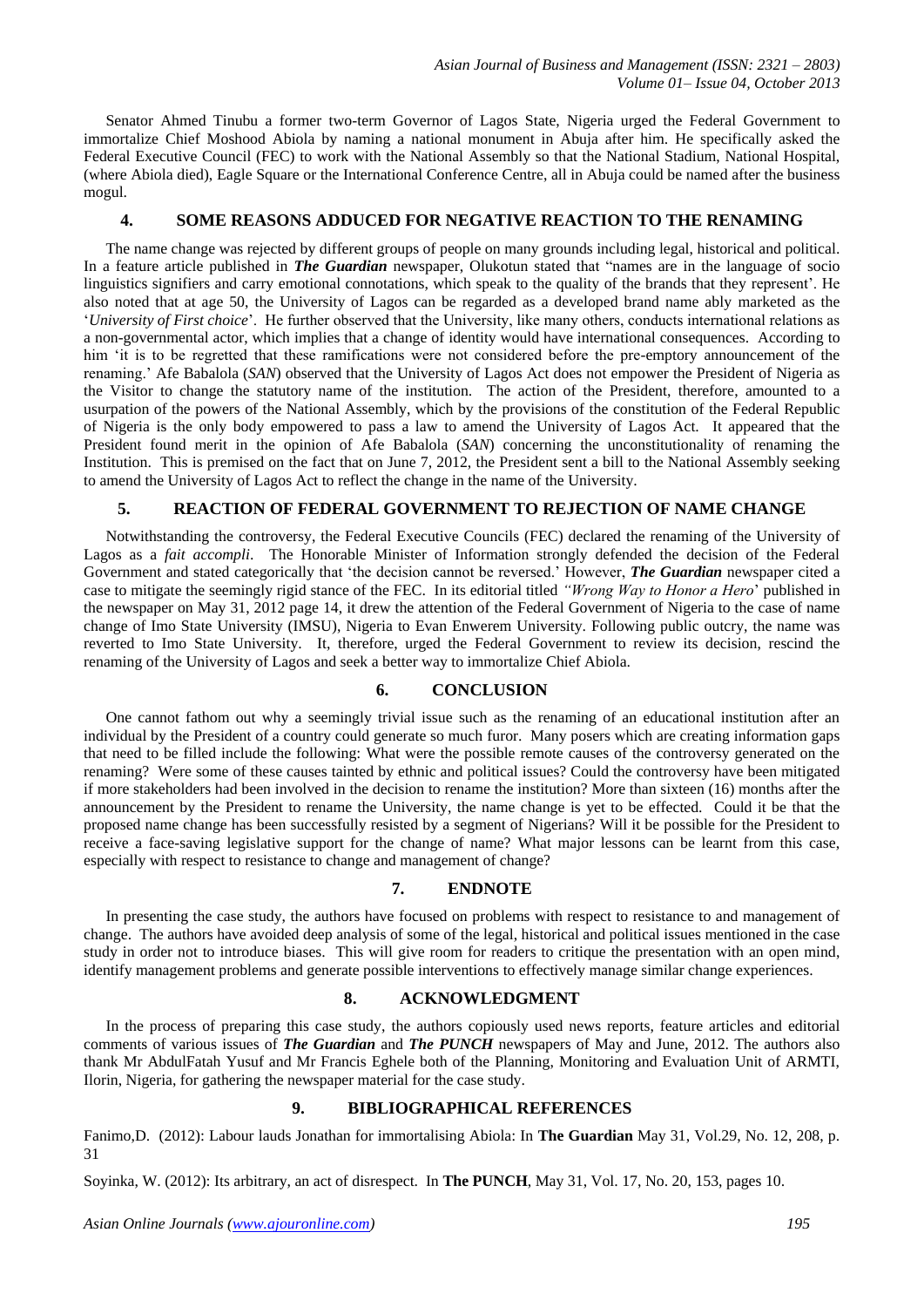Senator Ahmed Tinubu a former two-term Governor of Lagos State, Nigeria urged the Federal Government to immortalize Chief Moshood Abiola by naming a national monument in Abuja after him. He specifically asked the Federal Executive Council (FEC) to work with the National Assembly so that the National Stadium, National Hospital, (where Abiola died), Eagle Square or the International Conference Centre, all in Abuja could be named after the business mogul.

## 4. SOME REASONS ADDUCED FOR NEGATIVE REACTION TO THE RENAMING

The name change was rejected by different groups of people on many grounds including legal, historical and political. In a feature article published in ***The Guardian*** newspaper, Olukotun stated that "names are in the language of socio linguistics signifiers and carry emotional connotations, which speak to the quality of the brands that they represent'. He also noted that at age 50, the University of Lagos can be regarded as a developed brand name ably marketed as the '*University of First choice*'. He further observed that the University, like many others, conducts international relations as a non-governmental actor, which implies that a change of identity would have international consequences. According to him 'it is to be regretted that these ramifications were not considered before the pre-emptory announcement of the renaming.' Afe Babalola (*SAN*) observed that the University of Lagos Act does not empower the President of Nigeria as the Visitor to change the statutory name of the institution. The action of the President, therefore, amounted to a usurpation of the powers of the National Assembly, which by the provisions of the constitution of the Federal Republic of Nigeria is the only body empowered to pass a law to amend the University of Lagos Act. It appeared that the President found merit in the opinion of Afe Babalola (*SAN*) concerning the unconstitutionality of renaming the Institution. This is premised on the fact that on June 7, 2012, the President sent a bill to the National Assembly seeking to amend the University of Lagos Act to reflect the change in the name of the University.

## 5. REACTION OF FEDERAL GOVERNMENT TO REJECTION OF NAME CHANGE

Notwithstanding the controversy, the Federal Executive Councils (FEC) declared the renaming of the University of Lagos as a *fait accompli*. The Honorable Minister of Information strongly defended the decision of the Federal Government and stated categorically that 'the decision cannot be reversed.' However, ***The Guardian*** newspaper cited a case to mitigate the seemingly rigid stance of the FEC. In its editorial titled *"Wrong Way to Honor a Hero*' published in the newspaper on May 31, 2012 page 14, it drew the attention of the Federal Government of Nigeria to the case of name change of Imo State University (IMSU), Nigeria to Evan Enwerem University. Following public outcry, the name was reverted to Imo State University. It, therefore, urged the Federal Government to review its decision, rescind the renaming of the University of Lagos and seek a better way to immortalize Chief Abiola.

## 6. CONCLUSION

One cannot fathom out why a seemingly trivial issue such as the renaming of an educational institution after an individual by the President of a country could generate so much furor. Many posers which are creating information gaps that need to be filled include the following: What were the possible remote causes of the controversy generated on the renaming? Were some of these causes tainted by ethnic and political issues? Could the controversy have been mitigated if more stakeholders had been involved in the decision to rename the institution? More than sixteen (16) months after the announcement by the President to rename the University, the name change is yet to be effected. Could it be that the proposed name change has been successfully resisted by a segment of Nigerians? Will it be possible for the President to receive a face-saving legislative support for the change of name? What major lessons can be learnt from this case, especially with respect to resistance to change and management of change?

## 7. ENDNOTE

In presenting the case study, the authors have focused on problems with respect to resistance to and management of change. The authors have avoided deep analysis of some of the legal, historical and political issues mentioned in the case study in order not to introduce biases. This will give room for readers to critique the presentation with an open mind, identify management problems and generate possible interventions to effectively manage similar change experiences.

## 8. ACKNOWLEDGMENT

In the process of preparing this case study, the authors copiously used news reports, feature articles and editorial comments of various issues of ***The Guardian*** and ***The PUNCH*** newspapers of May and June, 2012. The authors also thank Mr AbdulFatah Yusuf and Mr Francis Eghele both of the Planning, Monitoring and Evaluation Unit of ARMTI, Ilorin, Nigeria, for gathering the newspaper material for the case study.

## 9. BIBLIOGRAPHICAL REFERENCES

Fanimo,D. (2012): Labour lauds Jonathan for immortalising Abiola: In **The Guardian** May 31, Vol.29, No. 12, 208, p. 31

Soyinka, W. (2012): Its arbitrary, an act of disrespect. In **The PUNCH**, May 31, Vol. 17, No. 20, 153, pages 10.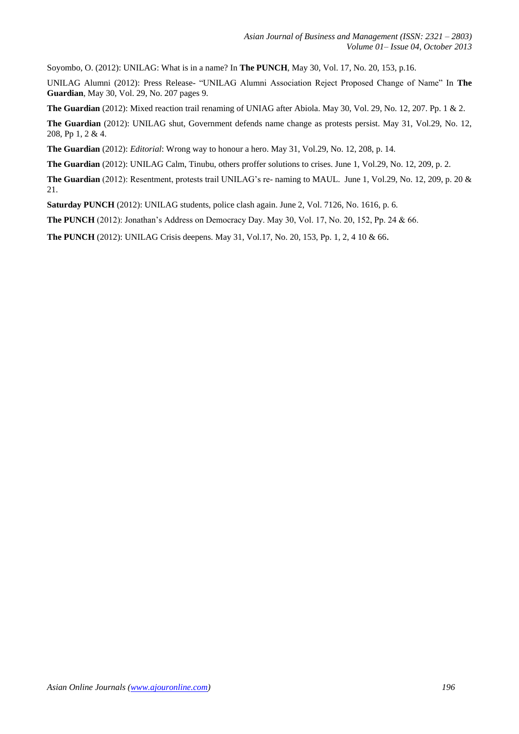Soyombo, O. (2012): UNILAG: What is in a name? In **The PUNCH**, May 30, Vol. 17, No. 20, 153, p.16.

UNILAG Alumni (2012): Press Release- "UNILAG Alumni Association Reject Proposed Change of Name" In **The Guardian**, May 30, Vol. 29, No. 207 pages 9.

**The Guardian** (2012): Mixed reaction trail renaming of UNIAG after Abiola. May 30, Vol. 29, No. 12, 207. Pp. 1 & 2.

**The Guardian** (2012): UNILAG shut, Government defends name change as protests persist. May 31, Vol.29, No. 12, 208, Pp 1, 2 & 4.

**The Guardian** (2012): *Editorial*: Wrong way to honour a hero. May 31, Vol.29, No. 12, 208, p. 14.

**The Guardian** (2012): UNILAG Calm, Tinubu, others proffer solutions to crises. June 1, Vol.29, No. 12, 209, p. 2.

**The Guardian** (2012): Resentment, protests trail UNILAG's re- naming to MAUL. June 1, Vol.29, No. 12, 209, p. 20 & 21.

**Saturday PUNCH** (2012): UNILAG students, police clash again. June 2, Vol. 7126, No. 1616, p. 6.

**The PUNCH** (2012): Jonathan's Address on Democracy Day. May 30, Vol. 17, No. 20, 152, Pp. 24 & 66.

**The PUNCH** (2012): UNILAG Crisis deepens. May 31, Vol.17, No. 20, 153, Pp. 1, 2, 4 10 & 66.